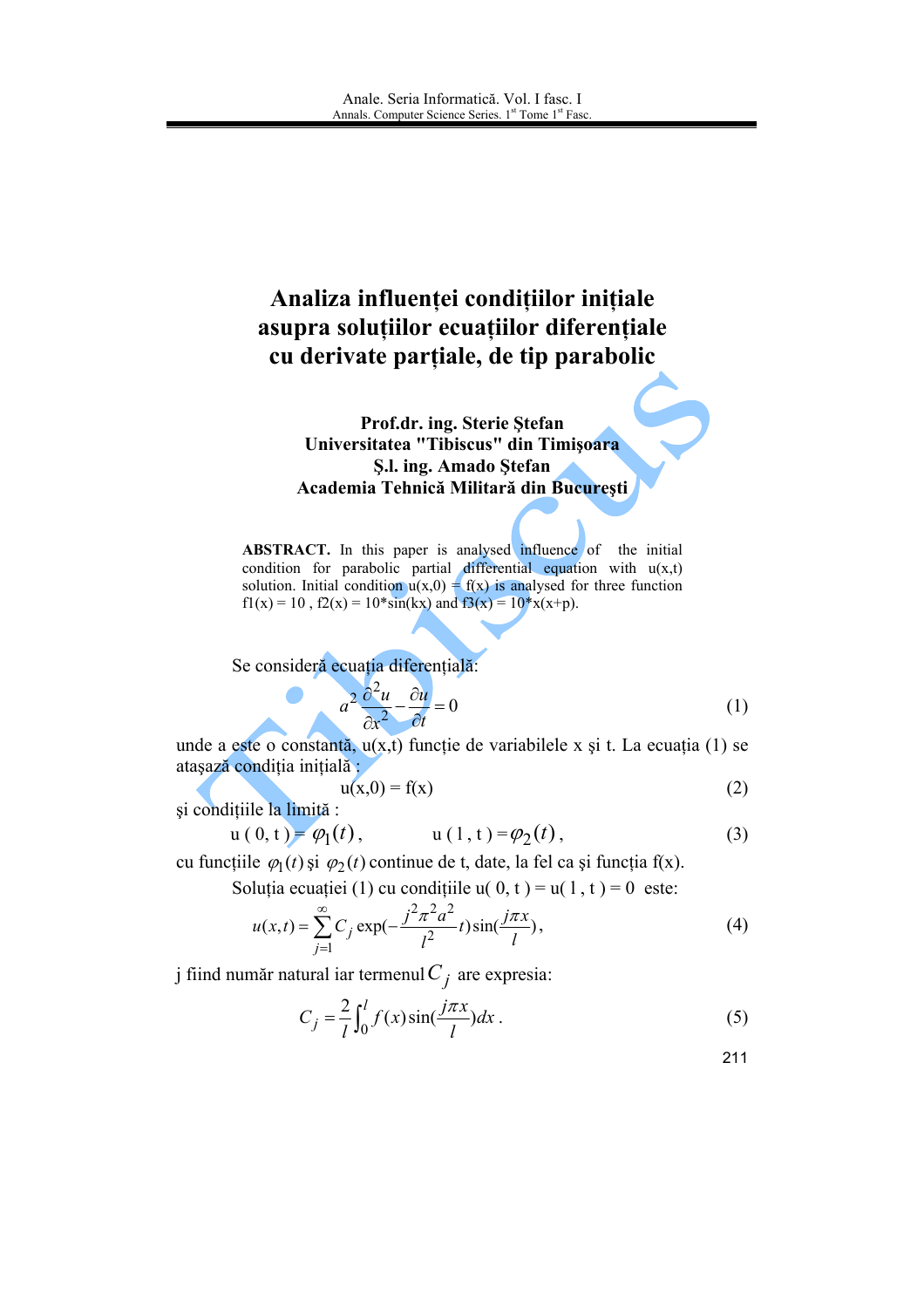# Analiza influenței condițiilor inițiale asupra soluțiilor ecuațiilor diferențiale cu derivate parțiale, de tip parabolic

**Prof.dr. ing. Sterie Ştefan**
**Universitatea "Tibiscus" din Timişoara**
**Ş.l. ing. Amado Ştefan**
**Academia Tehnică Militară din Bucureşti**

**ABSTRACT.** In this paper is analysed influence of the initial condition for parabolic partial differential equation with u(x,t) solution. Initial condition u(x,0) = f(x) is analysed for three function f1(x) = 10 , f2(x) = 10*sin(kx) and f3(x) = 10*x(x+p).

Se consideră ecuația diferențială:

$$a^2 \frac{\partial^2 u}{\partial x^2} - \frac{\partial u}{\partial t} = 0 \tag{1}$$

unde a este o constantă, u(x,t) funcție de variabilele x şi t. La ecuația (1) se ataşază condiția inițială :

$$u(x,0) = f(x) \tag{2}$$

şi condițiile la limită :

$$u(0,t) = \varphi_1(t), \qquad u(1,t) = \varphi_2(t), \tag{3}$$

cu funcțiile $\varphi_1(t)$ şi $\varphi_2(t)$ continue de t, date, la fel ca şi funcția f(x).

Soluția ecuației (1) cu condițiile u( 0, t ) = u( 1 , t ) = 0 este:

$$u(x,t) = \sum_{j=1}^{\infty} C_j \exp\left(-\frac{j^2 \pi^2 a^2}{l^2} t\right) \sin\left(\frac{j\pi x}{l}\right), \tag{4}$$

j fiind număr natural iar termenul $C_j$ are expresia:

$$C_j = \frac{2}{l} \int_0^l f(x) \sin\left(\frac{j\pi x}{l}\right) dx \,. \tag{5}$$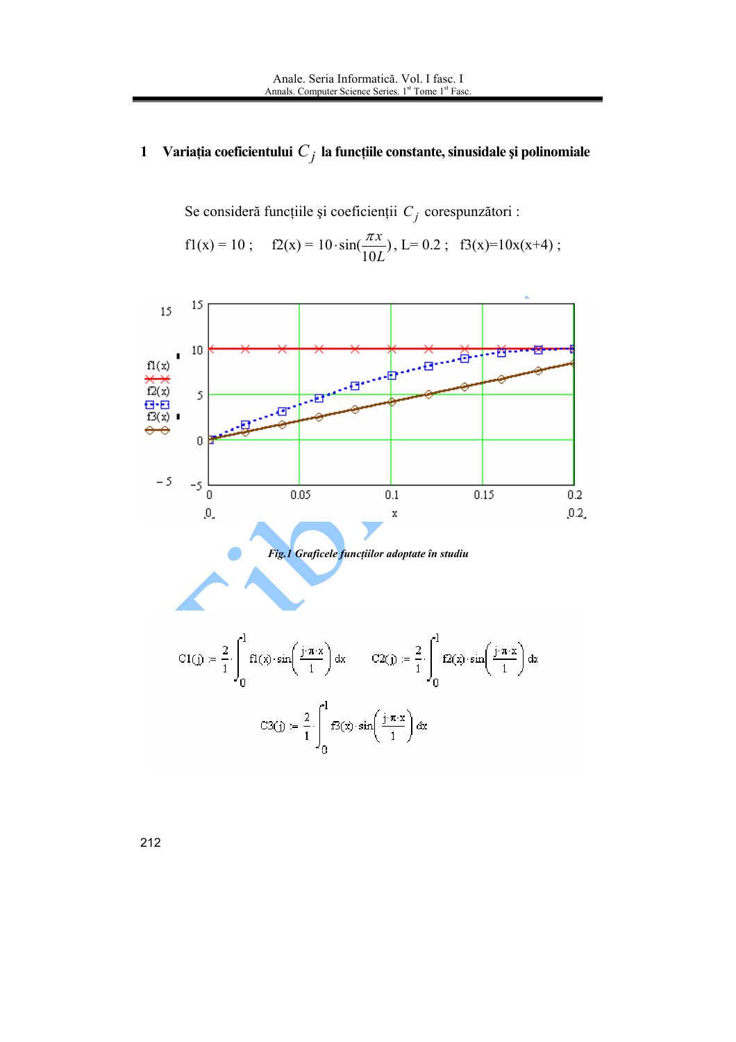## 1 Variația coeficientului $C_j$ la funcțiile constante, sinusidale și polinomiale

Se consideră funcțiile și coeficienții $C_j$ corespunzători :

$f1(x) = 10$ ; $f2(x) = 10 \cdot \sin(\frac{\pi x}{10L})$, L= 0.2 ; $f3(x)=10x(x+4)$ ;

*Fig.1 Graficele funcțiilor adoptate în studiu*

$$C1(j) := \frac{2}{1} \cdot \int_0^1 f1(x) \cdot \sin\left(\frac{j \cdot \pi \cdot x}{1}\right) dx \qquad C2(j) := \frac{2}{1} \cdot \int_0^1 f2(x) \cdot \sin\left(\frac{j \cdot \pi \cdot x}{1}\right) dx$$

$$C3(j) := \frac{2}{1} \cdot \int_0^1 f3(x) \cdot \sin\left(\frac{j \cdot \pi \cdot x}{1}\right) dx$$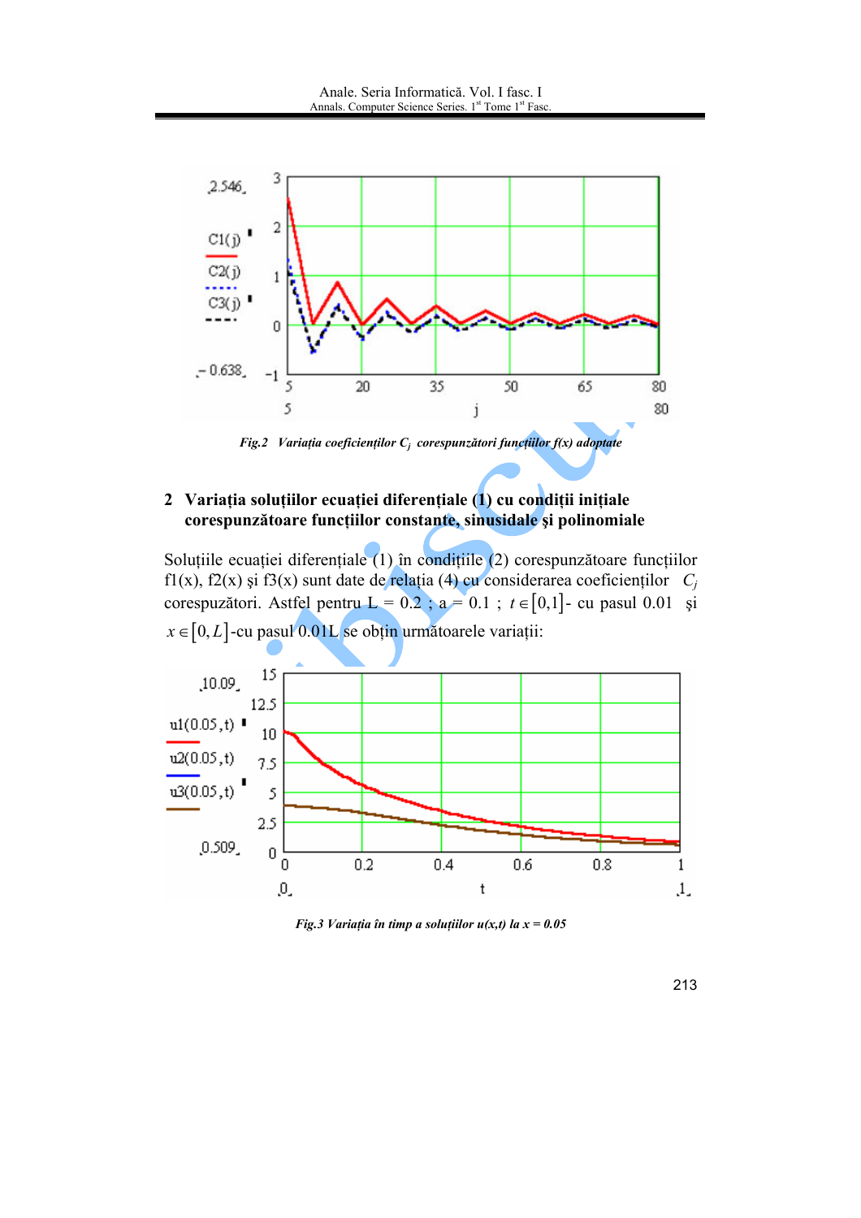*Fig.2 Variația coeficienților $C_j$ corespunzători funcțiilor f(x) adoptate*

## 2 Variația soluțiilor ecuației diferențiale (1) cu condiții inițiale corespunzătoare funcțiilor constante, sinusidale și polinomiale

Soluțiile ecuației diferențiale (1) în condițiile (2) corespunzătoare funcțiilor f1(x), f2(x) și f3(x) sunt date de relația (4) cu considerarea coeficienților $C_j$ corespuzători. Astfel pentru L = 0.2 ; a = 0.1 ; $t \in [0,1]$- cu pasul 0.01 și $x \in [0, L]$-cu pasul 0.01L se obțin următoarele variații:

*Fig.3 Variația în timp a soluțiilor u(x,t) la x = 0.05*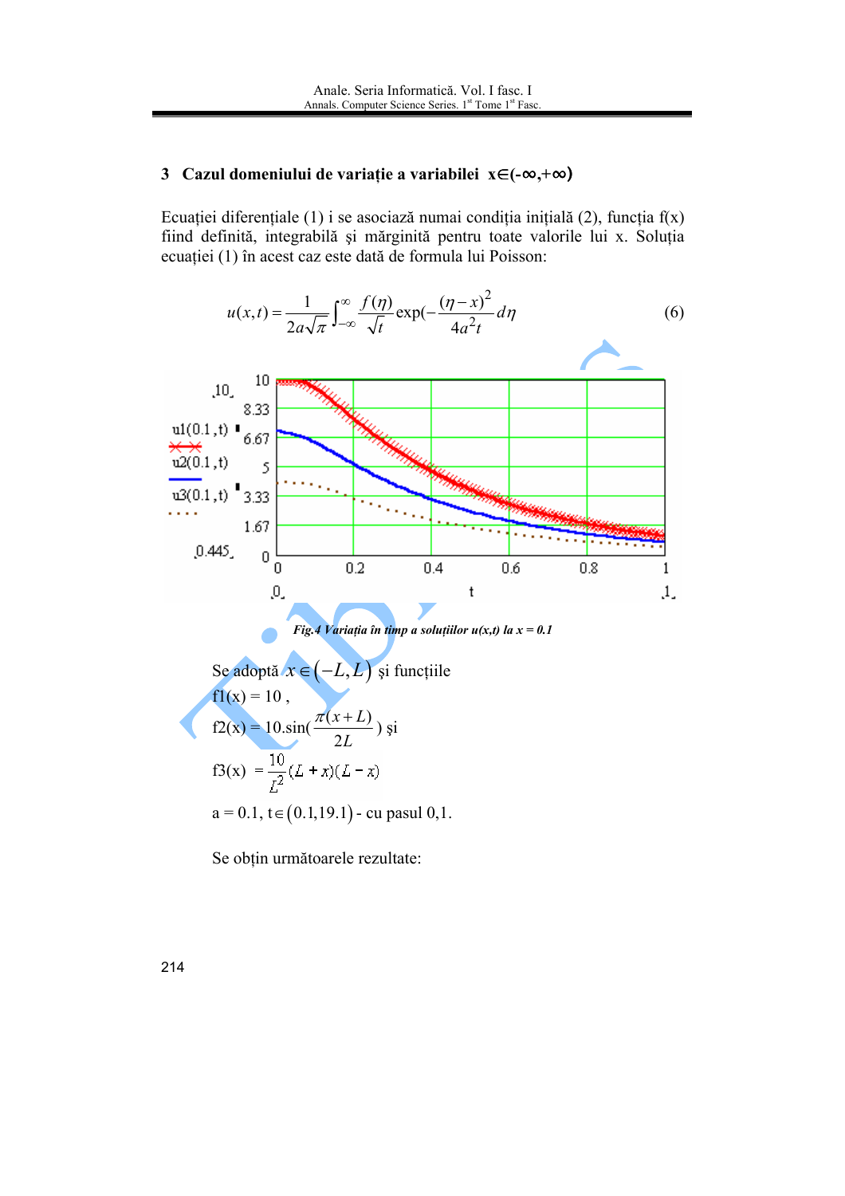## 3 Cazul domeniului de variație a variabilei x∈(-∞,+∞)

Ecuației diferențiale (1) i se asociază numai condiția inițială (2), funcția f(x) fiind definită, integrabilă și mărginită pentru toate valorile lui x. Soluția ecuației (1) în acest caz este dată de formula lui Poisson:

$$u(x,t) = \frac{1}{2a\sqrt{\pi}} \int_{-\infty}^{\infty} \frac{f(\eta)}{\sqrt{t}} \exp\left(-\frac{(\eta - x)^2}{4a^2 t}\right) d\eta \qquad (6)$$

*Fig.4 Variația în timp a soluțiilor u(x,t) la x = 0.1*

Se adoptă $x \in (-L, L)$ și funcțiile

f1(x) = 10 ,

f2(x) = $10.\sin\left(\frac{\pi(x+L)}{2L}\right)$ și

f3(x) $= \frac{10}{L^2}(L+x)(L-x)$

a = 0.1, t∈$(0.1,19.1)$ - cu pasul 0,1.

Se obțin următoarele rezultate: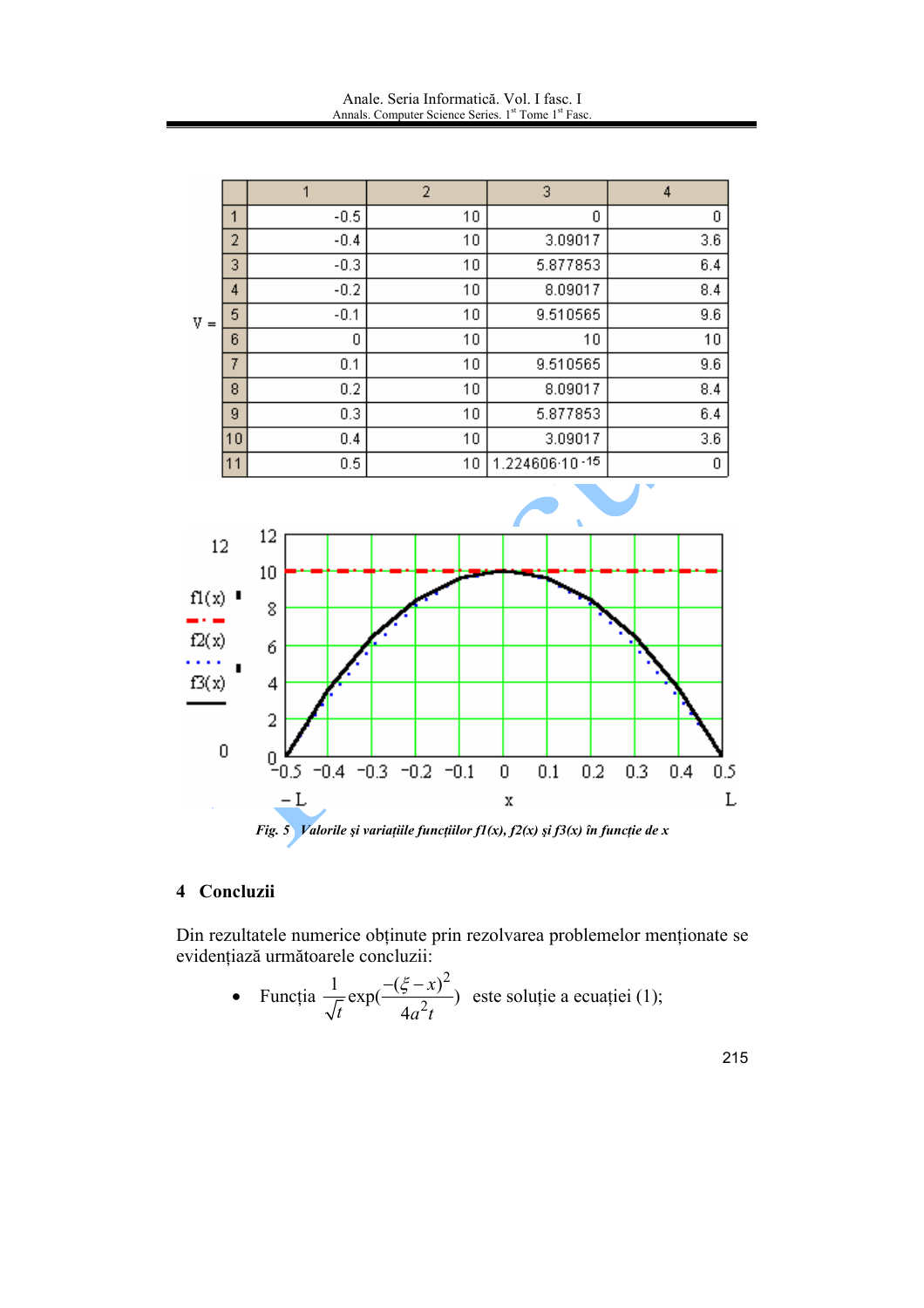V =

| | 1 | 2 | 3 | 4 |
|---|---|---|---|---|
| 1 | -0.5 | 10 | 0 | 0 |
| 2 | -0.4 | 10 | 3.09017 | 3.6 |
| 3 | -0.3 | 10 | 5.877853 | 6.4 |
| 4 | -0.2 | 10 | 8.09017 | 8.4 |
| 5 | -0.1 | 10 | 9.510565 | 9.6 |
| 6 | 0 | 10 | 10 | 10 |
| 7 | 0.1 | 10 | 9.510565 | 9.6 |
| 8 | 0.2 | 10 | 8.09017 | 8.4 |
| 9 | 0.3 | 10 | 5.877853 | 6.4 |
| 10 | 0.4 | 10 | 3.09017 | 3.6 |
| 11 | 0.5 | 10 | $1.224606 \cdot 10^{-15}$ | 0 |

*Fig. 5 Valorile și variațiile funcțiilor f1(x), f2(x) și f3(x) în funcție de x*

## 4 Concluzii

Din rezultatele numerice obținute prin rezolvarea problemelor menționate se evidențiază următoarele concluzii:

- Funcția $\frac{1}{\sqrt{t}}\exp(\frac{-(\xi - x)^2}{4a^2 t})$ este soluție a ecuației (1);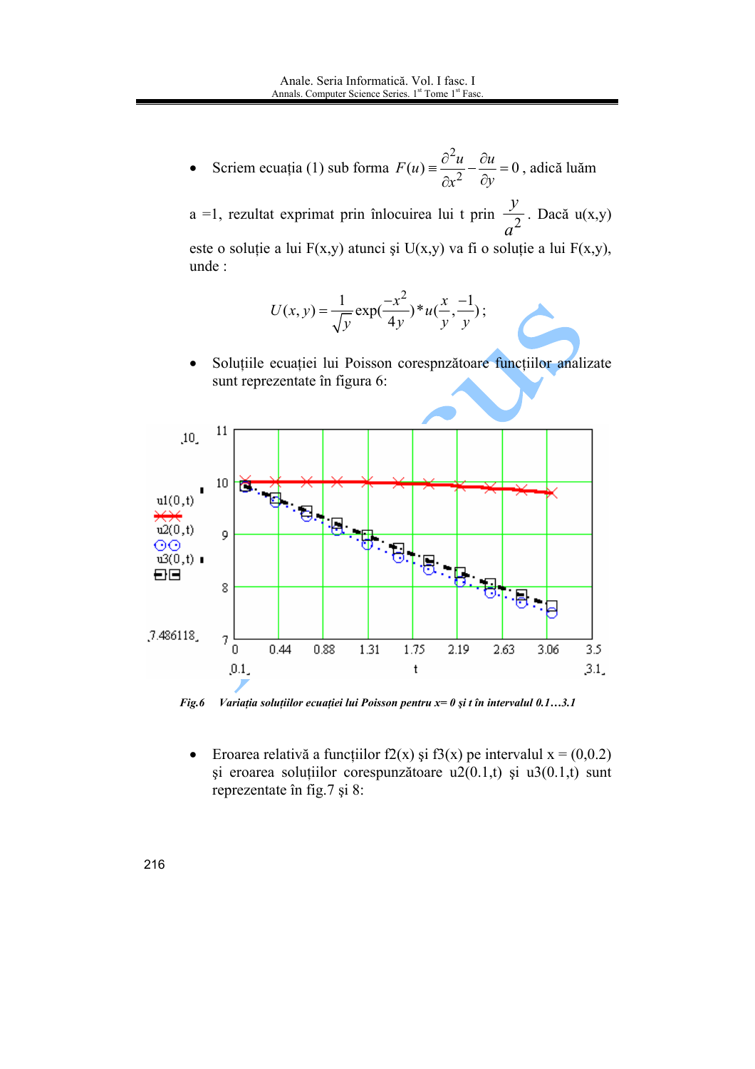- Scriem ecuația (1) sub forma $F(u) \equiv \dfrac{\partial^2 u}{\partial x^2} - \dfrac{\partial u}{\partial y} = 0$, adică luăm

a =1, rezultat exprimat prin înlocuirea lui t prin $\dfrac{y}{a^2}$. Dacă u(x,y) este o soluție a lui F(x,y) atunci și U(x,y) va fi o soluție a lui F(x,y), unde :

$$U(x,y) = \frac{1}{\sqrt{y}} \exp\left(\frac{-x^2}{4y}\right) * u\left(\frac{x}{y}, \frac{-1}{y}\right);$$

- Soluțiile ecuației lui Poisson corespnzătoare funcțiilor analizate sunt reprezentate în figura 6:

***Fig.6*** ***Variația soluțiilor ecuației lui Poisson pentru x= 0 și t în intervalul 0.1…3.1***

- Eroarea relativă a funcțiilor f2(x) și f3(x) pe intervalul x = (0,0.2) și eroarea soluțiilor corespunzătoare u2(0.1,t) și u3(0.1,t) sunt reprezentate în fig.7 și 8: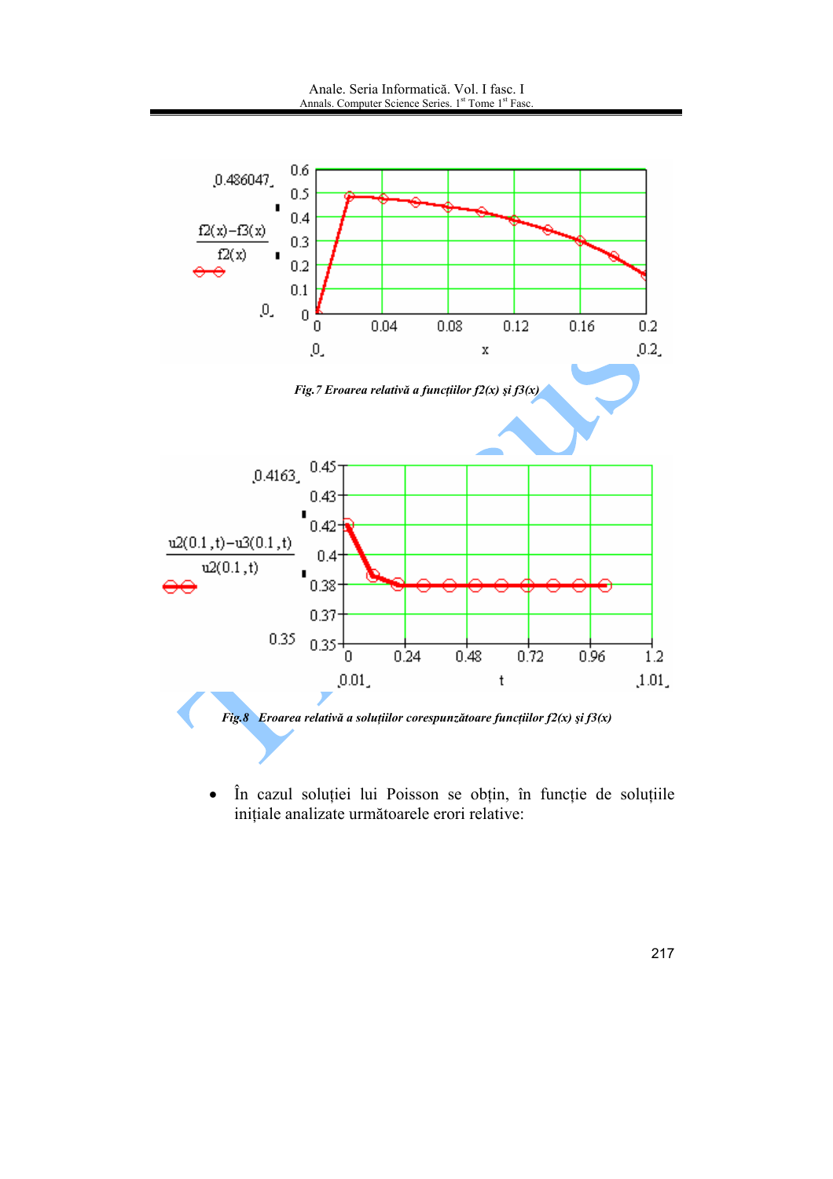*Fig.7 Eroarea relativă a funcțiilor f2(x) și f3(x)*

*Fig.8 Eroarea relativă a soluțiilor corespunzătoare funcțiilor f2(x) și f3(x)*

- În cazul soluției lui Poisson se obțin, în funcție de soluțiile inițiale analizate următoarele erori relative: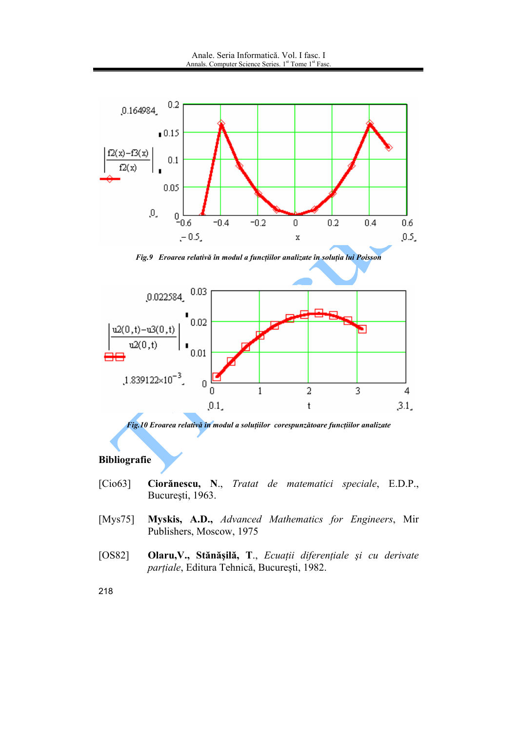*Fig.9 Eroarea relativă în modul a funcțiilor analizate în soluția lui Poisson*

*Fig.10 Eroarea relativă în modul a soluțiilor corespunzătoare funcțiilor analizate*

## Bibliografie

[Cio63] **Ciorănescu, N.**, *Tratat de matematici speciale*, E.D.P., București, 1963.

[Mys75] **Myskis, A.D.**, *Advanced Mathematics for Engineers*, Mir Publishers, Moscow, 1975

[OS82] **Olaru,V., Stănășilă, T.**, *Ecuații diferențiale și cu derivate parțiale*, Editura Tehnică, București, 1982.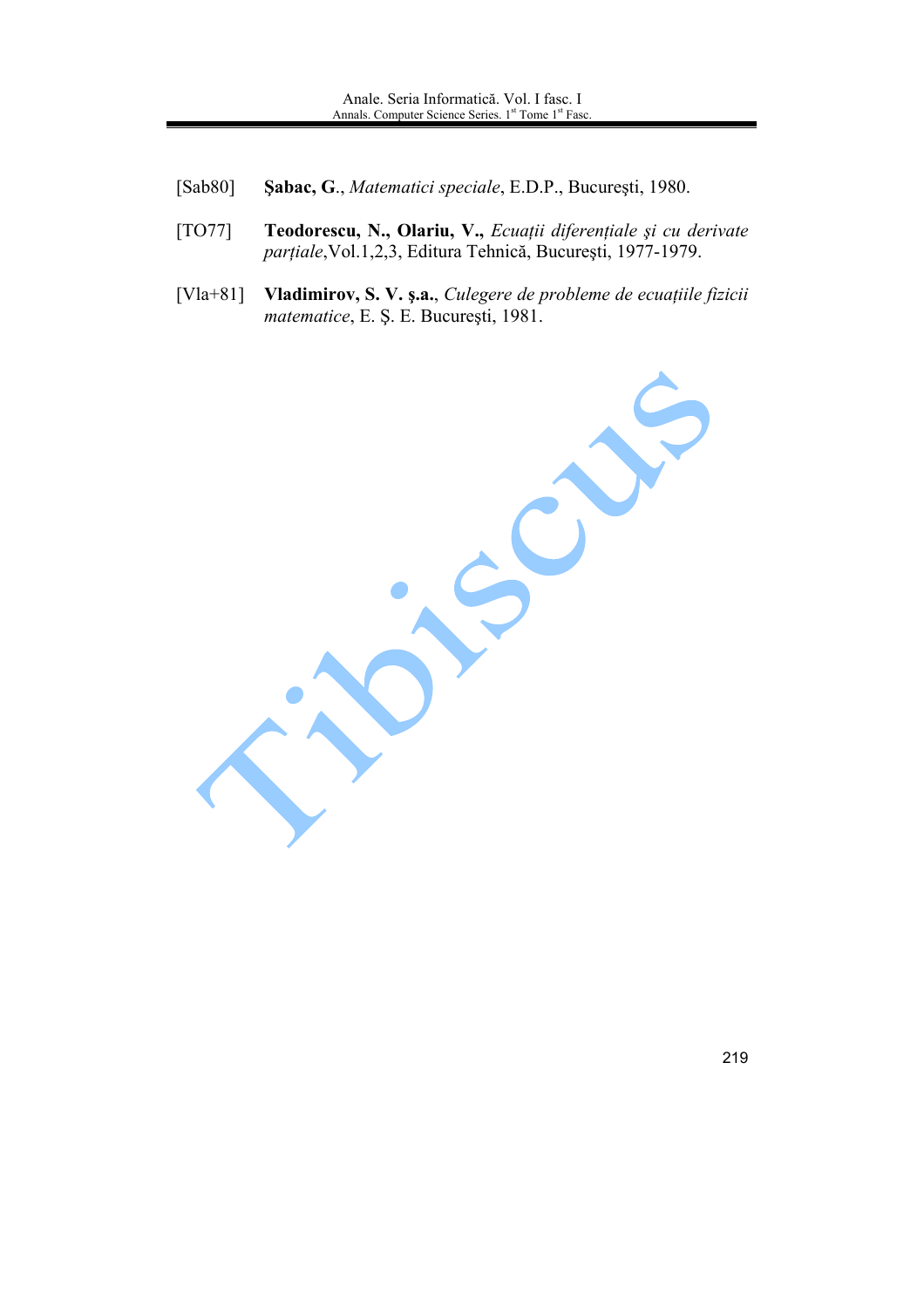[Sab80] **Şabac, G.**, *Matematici speciale*, E.D.P., Bucureşti, 1980.

[TO77] **Teodorescu, N., Olariu, V.,** *Ecuaţii diferenţiale şi cu derivate parţiale*,Vol.1,2,3, Editura Tehnică, Bucureşti, 1977-1979.

[Vla+81] **Vladimirov, S. V. ş.a.**, *Culegere de probleme de ecuaţiile fizicii matematice*, E. Ş. E. Bucureşti, 1981.